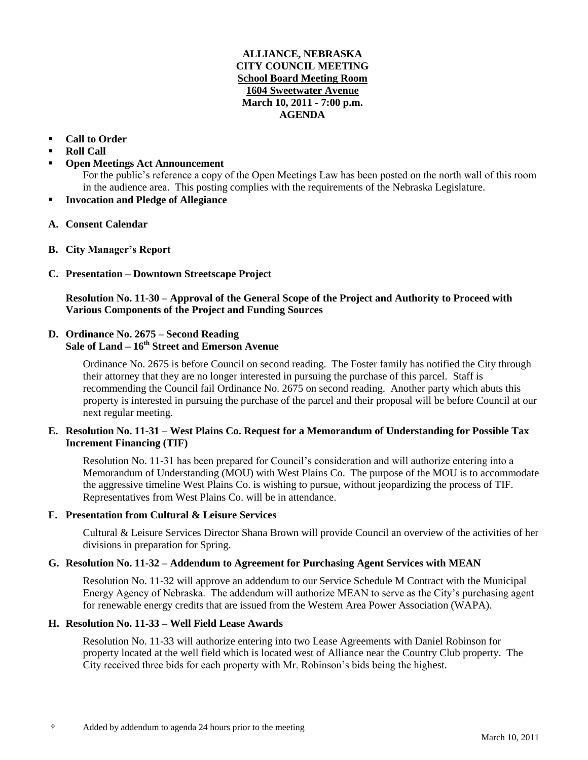**ALLIANCE, NEBRASKA**
**CITY COUNCIL MEETING**
**School Board Meeting Room**
**1604 Sweetwater Avenue**
**March 10, 2011 - 7:00 p.m.**
**AGENDA**

- **Call to Order**
- **Roll Call**
- **Open Meetings Act Announcement**
  For the public's reference a copy of the Open Meetings Law has been posted on the north wall of this room in the audience area. This posting complies with the requirements of the Nebraska Legislature.
- **Invocation and Pledge of Allegiance**

**A. Consent Calendar**

**B. City Manager's Report**

**C. Presentation – Downtown Streetscape Project**

**Resolution No. 11-30 – Approval of the General Scope of the Project and Authority to Proceed with Various Components of the Project and Funding Sources**

**D. Ordinance No. 2675 – Second Reading**
**Sale of Land – 16th Street and Emerson Avenue**

Ordinance No. 2675 is before Council on second reading. The Foster family has notified the City through their attorney that they are no longer interested in pursuing the purchase of this parcel. Staff is recommending the Council fail Ordinance No. 2675 on second reading. Another party which abuts this property is interested in pursuing the purchase of the parcel and their proposal will be before Council at our next regular meeting.

**E. Resolution No. 11-31 – West Plains Co. Request for a Memorandum of Understanding for Possible Tax Increment Financing (TIF)**

Resolution No. 11-31 has been prepared for Council's consideration and will authorize entering into a Memorandum of Understanding (MOU) with West Plains Co. The purpose of the MOU is to accommodate the aggressive timeline West Plains Co. is wishing to pursue, without jeopardizing the process of TIF. Representatives from West Plains Co. will be in attendance.

**F. Presentation from Cultural & Leisure Services**

Cultural & Leisure Services Director Shana Brown will provide Council an overview of the activities of her divisions in preparation for Spring.

**G. Resolution No. 11-32 – Addendum to Agreement for Purchasing Agent Services with MEAN**

Resolution No. 11-32 will approve an addendum to our Service Schedule M Contract with the Municipal Energy Agency of Nebraska. The addendum will authorize MEAN to serve as the City's purchasing agent for renewable energy credits that are issued from the Western Area Power Association (WAPA).

**H. Resolution No. 11-33 – Well Field Lease Awards**

Resolution No. 11-33 will authorize entering into two Lease Agreements with Daniel Robinson for property located at the well field which is located west of Alliance near the Country Club property. The City received three bids for each property with Mr. Robinson's bids being the highest.

† Added by addendum to agenda 24 hours prior to the meeting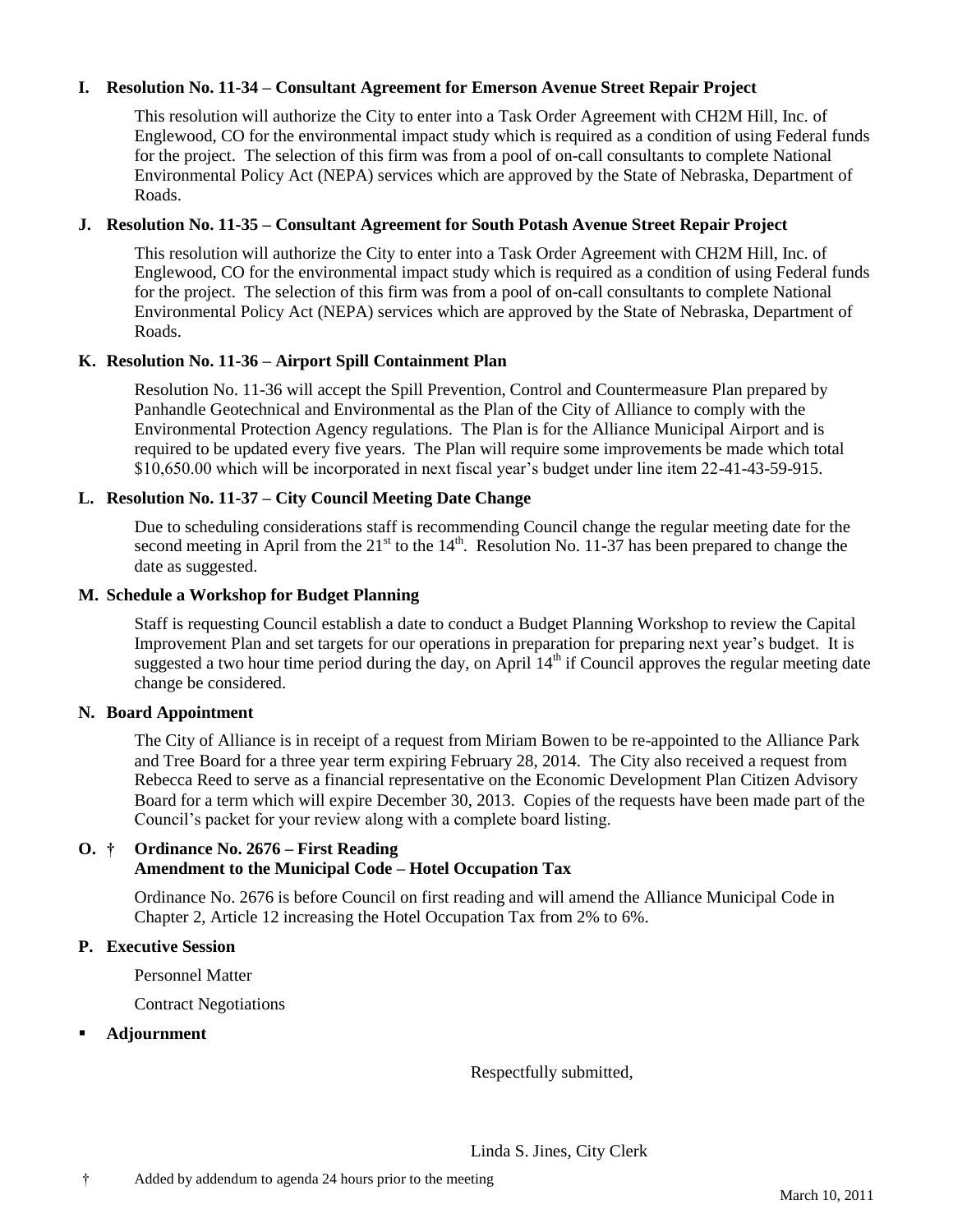**I. Resolution No. 11-34 – Consultant Agreement for Emerson Avenue Street Repair Project**

This resolution will authorize the City to enter into a Task Order Agreement with CH2M Hill, Inc. of Englewood, CO for the environmental impact study which is required as a condition of using Federal funds for the project. The selection of this firm was from a pool of on-call consultants to complete National Environmental Policy Act (NEPA) services which are approved by the State of Nebraska, Department of Roads.

**J. Resolution No. 11-35 – Consultant Agreement for South Potash Avenue Street Repair Project**

This resolution will authorize the City to enter into a Task Order Agreement with CH2M Hill, Inc. of Englewood, CO for the environmental impact study which is required as a condition of using Federal funds for the project. The selection of this firm was from a pool of on-call consultants to complete National Environmental Policy Act (NEPA) services which are approved by the State of Nebraska, Department of Roads.

**K. Resolution No. 11-36 – Airport Spill Containment Plan**

Resolution No. 11-36 will accept the Spill Prevention, Control and Countermeasure Plan prepared by Panhandle Geotechnical and Environmental as the Plan of the City of Alliance to comply with the Environmental Protection Agency regulations. The Plan is for the Alliance Municipal Airport and is required to be updated every five years. The Plan will require some improvements be made which total $10,650.00 which will be incorporated in next fiscal year's budget under line item 22-41-43-59-915.

**L. Resolution No. 11-37 – City Council Meeting Date Change**

Due to scheduling considerations staff is recommending Council change the regular meeting date for the second meeting in April from the 21st to the 14th. Resolution No. 11-37 has been prepared to change the date as suggested.

**M. Schedule a Workshop for Budget Planning**

Staff is requesting Council establish a date to conduct a Budget Planning Workshop to review the Capital Improvement Plan and set targets for our operations in preparation for preparing next year's budget. It is suggested a two hour time period during the day, on April 14th if Council approves the regular meeting date change be considered.

**N. Board Appointment**

The City of Alliance is in receipt of a request from Miriam Bowen to be re-appointed to the Alliance Park and Tree Board for a three year term expiring February 28, 2014. The City also received a request from Rebecca Reed to serve as a financial representative on the Economic Development Plan Citizen Advisory Board for a term which will expire December 30, 2013. Copies of the requests have been made part of the Council's packet for your review along with a complete board listing.

**O. † Ordinance No. 2676 – First Reading**
**Amendment to the Municipal Code – Hotel Occupation Tax**

Ordinance No. 2676 is before Council on first reading and will amend the Alliance Municipal Code in Chapter 2, Article 12 increasing the Hotel Occupation Tax from 2% to 6%.

**P. Executive Session**

Personnel Matter

Contract Negotiations

- **Adjournment**

Respectfully submitted,

Linda S. Jines, City Clerk

† Added by addendum to agenda 24 hours prior to the meeting

March 10, 2011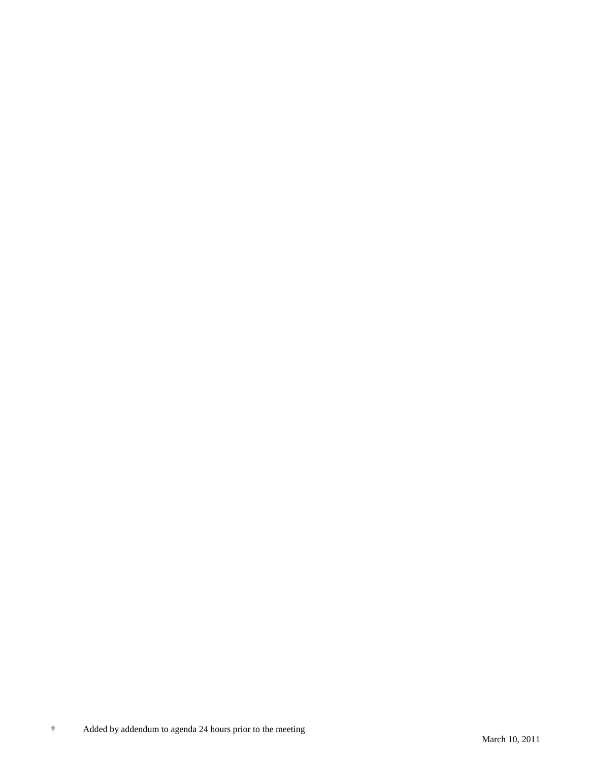† Added by addendum to agenda 24 hours prior to the meeting